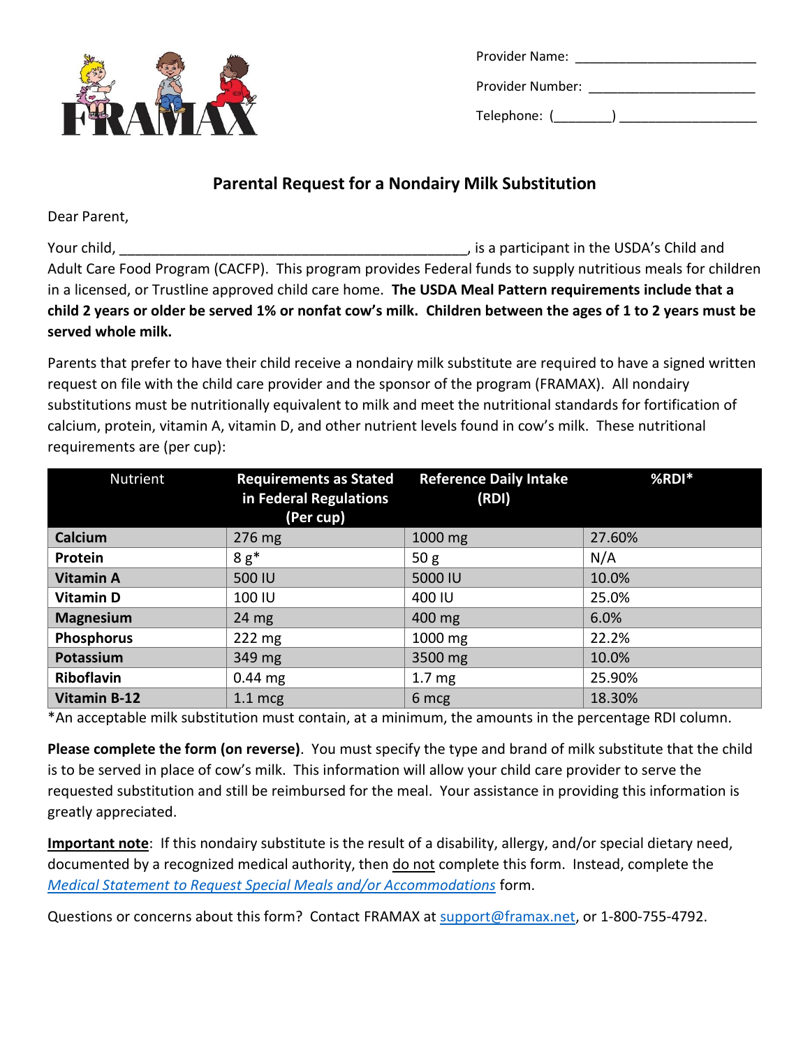FRAMAX

Provider Name: ________________________

Provider Number: ______________________

Telephone: (________) __________________

## Parental Request for a Nondairy Milk Substitution

Dear Parent,

Your child, _____________________________________________, is a participant in the USDA's Child and Adult Care Food Program (CACFP). This program provides Federal funds to supply nutritious meals for children in a licensed, or Trustline approved child care home. **The USDA Meal Pattern requirements include that a child 2 years or older be served 1% or nonfat cow's milk. Children between the ages of 1 to 2 years must be served whole milk.**

Parents that prefer to have their child receive a nondairy milk substitute are required to have a signed written request on file with the child care provider and the sponsor of the program (FRAMAX). All nondairy substitutions must be nutritionally equivalent to milk and meet the nutritional standards for fortification of calcium, protein, vitamin A, vitamin D, and other nutrient levels found in cow's milk. These nutritional requirements are (per cup):

| Nutrient | Requirements as Stated in Federal Regulations (Per cup) | Reference Daily Intake (RDI) | %RDI* |
|---|---|---|---|
| **Calcium** | 276 mg | 1000 mg | 27.60% |
| **Protein** | 8 g* | 50 g | N/A |
| **Vitamin A** | 500 IU | 5000 IU | 10.0% |
| **Vitamin D** | 100 IU | 400 IU | 25.0% |
| **Magnesium** | 24 mg | 400 mg | 6.0% |
| **Phosphorus** | 222 mg | 1000 mg | 22.2% |
| **Potassium** | 349 mg | 3500 mg | 10.0% |
| **Riboflavin** | 0.44 mg | 1.7 mg | 25.90% |
| **Vitamin B-12** | 1.1 mcg | 6 mcg | 18.30% |

*An acceptable milk substitution must contain, at a minimum, the amounts in the percentage RDI column.

**Please complete the form (on reverse)**. You must specify the type and brand of milk substitute that the child is to be served in place of cow's milk. This information will allow your child care provider to serve the requested substitution and still be reimbursed for the meal. Your assistance in providing this information is greatly appreciated.

**Important note**: If this nondairy substitute is the result of a disability, allergy, and/or special dietary need, documented by a recognized medical authority, then do not complete this form. Instead, complete the *Medical Statement to Request Special Meals and/or Accommodations* form.

Questions or concerns about this form? Contact FRAMAX at support@framax.net, or 1-800-755-4792.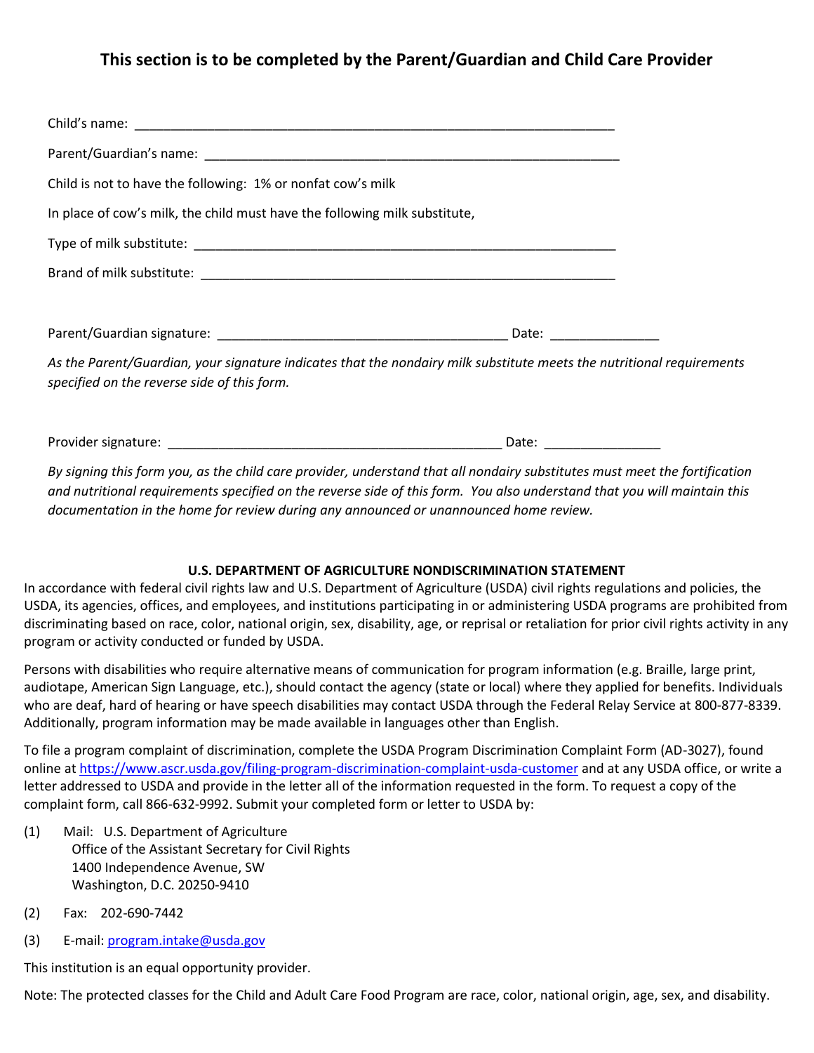## This section is to be completed by the Parent/Guardian and Child Care Provider

Child's name: ____________________________________________________________________

Parent/Guardian's name: ___________________________________________________________

Child is not to have the following: 1% or nonfat cow's milk

In place of cow's milk, the child must have the following milk substitute,

Type of milk substitute: ___________________________________________________________

Brand of milk substitute: __________________________________________________________

Parent/Guardian signature: ________________________________________ Date: _______________

*As the Parent/Guardian, your signature indicates that the nondairy milk substitute meets the nutritional requirements specified on the reverse side of this form.*

Provider signature: _______________________________________________ Date: ________________

*By signing this form you, as the child care provider, understand that all nondairy substitutes must meet the fortification and nutritional requirements specified on the reverse side of this form. You also understand that you will maintain this documentation in the home for review during any announced or unannounced home review.*

**U.S. DEPARTMENT OF AGRICULTURE NONDISCRIMINATION STATEMENT**

In accordance with federal civil rights law and U.S. Department of Agriculture (USDA) civil rights regulations and policies, the USDA, its agencies, offices, and employees, and institutions participating in or administering USDA programs are prohibited from discriminating based on race, color, national origin, sex, disability, age, or reprisal or retaliation for prior civil rights activity in any program or activity conducted or funded by USDA.

Persons with disabilities who require alternative means of communication for program information (e.g. Braille, large print, audiotape, American Sign Language, etc.), should contact the agency (state or local) where they applied for benefits. Individuals who are deaf, hard of hearing or have speech disabilities may contact USDA through the Federal Relay Service at 800-877-8339. Additionally, program information may be made available in languages other than English.

To file a program complaint of discrimination, complete the USDA Program Discrimination Complaint Form (AD-3027), found online at https://www.ascr.usda.gov/filing-program-discrimination-complaint-usda-customer and at any USDA office, or write a letter addressed to USDA and provide in the letter all of the information requested in the form. To request a copy of the complaint form, call 866-632-9992. Submit your completed form or letter to USDA by:

(1) Mail: U.S. Department of Agriculture
Office of the Assistant Secretary for Civil Rights
1400 Independence Avenue, SW
Washington, D.C. 20250-9410

(2) Fax: 202-690-7442

(3) E-mail: program.intake@usda.gov

This institution is an equal opportunity provider.

Note: The protected classes for the Child and Adult Care Food Program are race, color, national origin, age, sex, and disability.